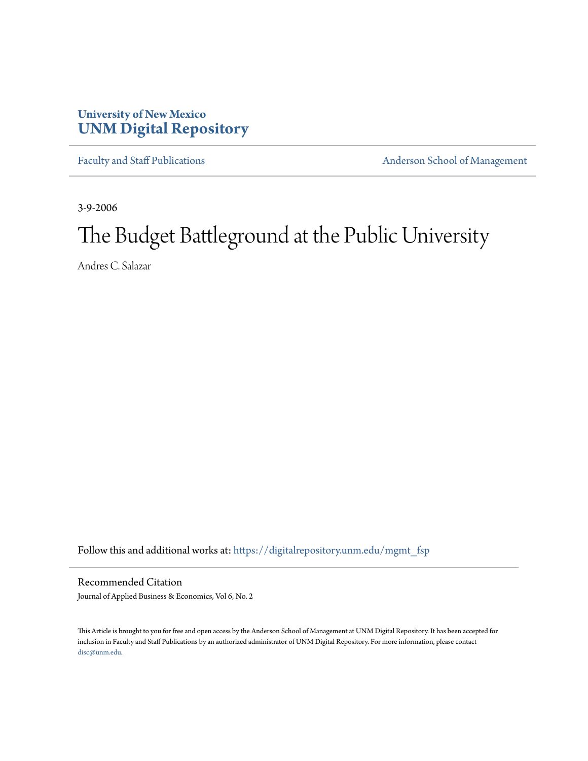University of New Mexico
**UNM Digital Repository**

Faculty and Staff Publications

Anderson School of Management

3-9-2006

# The Budget Battleground at the Public University

Andres C. Salazar

Follow this and additional works at: https://digitalrepository.unm.edu/mgmt_fsp

## Recommended Citation

Journal of Applied Business & Economics, Vol 6, No. 2

This Article is brought to you for free and open access by the Anderson School of Management at UNM Digital Repository. It has been accepted for inclusion in Faculty and Staff Publications by an authorized administrator of UNM Digital Repository. For more information, please contact disc@unm.edu.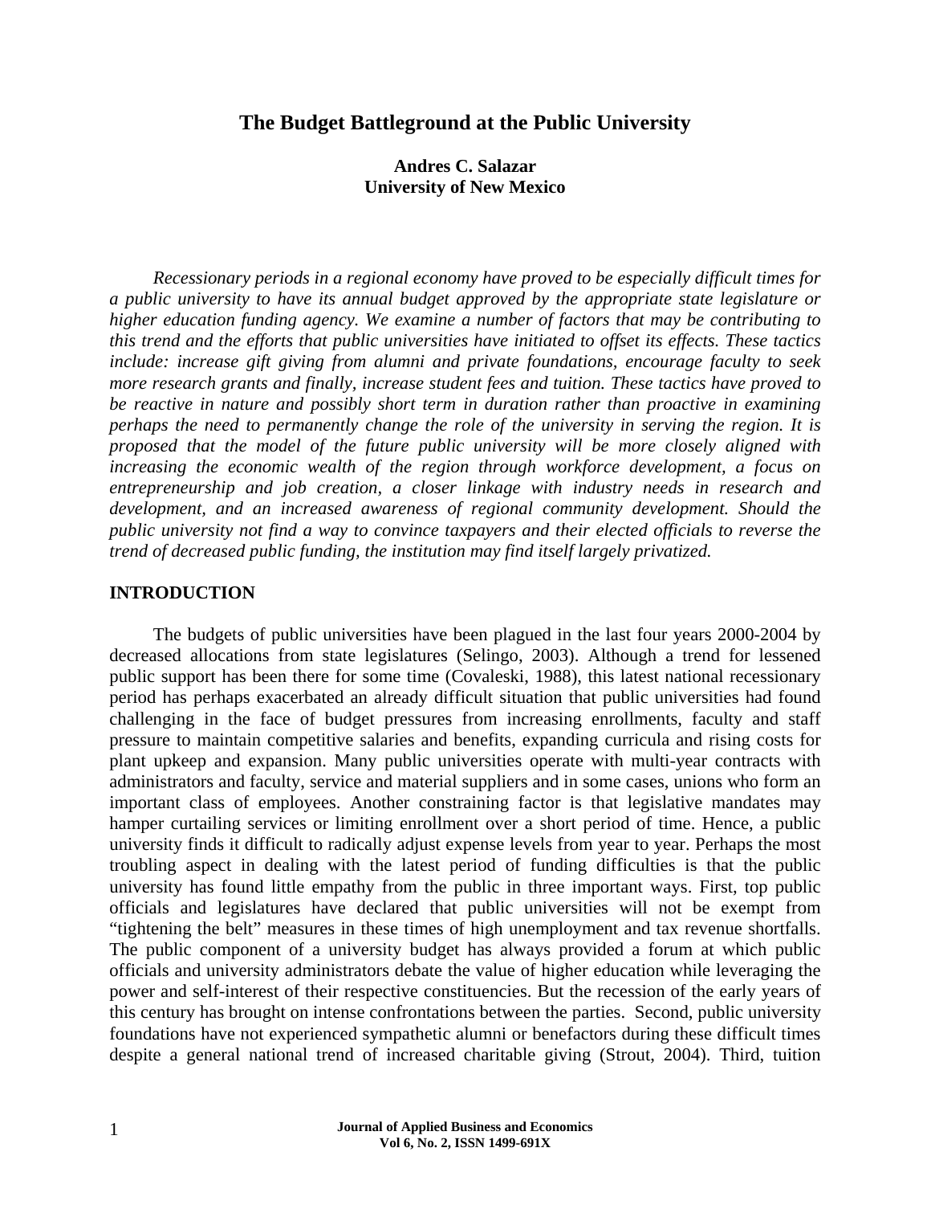# The Budget Battleground at the Public University

**Andres C. Salazar**
**University of New Mexico**

*Recessionary periods in a regional economy have proved to be especially difficult times for a public university to have its annual budget approved by the appropriate state legislature or higher education funding agency. We examine a number of factors that may be contributing to this trend and the efforts that public universities have initiated to offset its effects. These tactics include: increase gift giving from alumni and private foundations, encourage faculty to seek more research grants and finally, increase student fees and tuition. These tactics have proved to be reactive in nature and possibly short term in duration rather than proactive in examining perhaps the need to permanently change the role of the university in serving the region. It is proposed that the model of the future public university will be more closely aligned with increasing the economic wealth of the region through workforce development, a focus on entrepreneurship and job creation, a closer linkage with industry needs in research and development, and an increased awareness of regional community development. Should the public university not find a way to convince taxpayers and their elected officials to reverse the trend of decreased public funding, the institution may find itself largely privatized.*

## INTRODUCTION

The budgets of public universities have been plagued in the last four years 2000-2004 by decreased allocations from state legislatures (Selingo, 2003). Although a trend for lessened public support has been there for some time (Covaleski, 1988), this latest national recessionary period has perhaps exacerbated an already difficult situation that public universities had found challenging in the face of budget pressures from increasing enrollments, faculty and staff pressure to maintain competitive salaries and benefits, expanding curricula and rising costs for plant upkeep and expansion. Many public universities operate with multi-year contracts with administrators and faculty, service and material suppliers and in some cases, unions who form an important class of employees. Another constraining factor is that legislative mandates may hamper curtailing services or limiting enrollment over a short period of time. Hence, a public university finds it difficult to radically adjust expense levels from year to year. Perhaps the most troubling aspect in dealing with the latest period of funding difficulties is that the public university has found little empathy from the public in three important ways. First, top public officials and legislatures have declared that public universities will not be exempt from "tightening the belt" measures in these times of high unemployment and tax revenue shortfalls. The public component of a university budget has always provided a forum at which public officials and university administrators debate the value of higher education while leveraging the power and self-interest of their respective constituencies. But the recession of the early years of this century has brought on intense confrontations between the parties. Second, public university foundations have not experienced sympathetic alumni or benefactors during these difficult times despite a general national trend of increased charitable giving (Strout, 2004). Third, tuition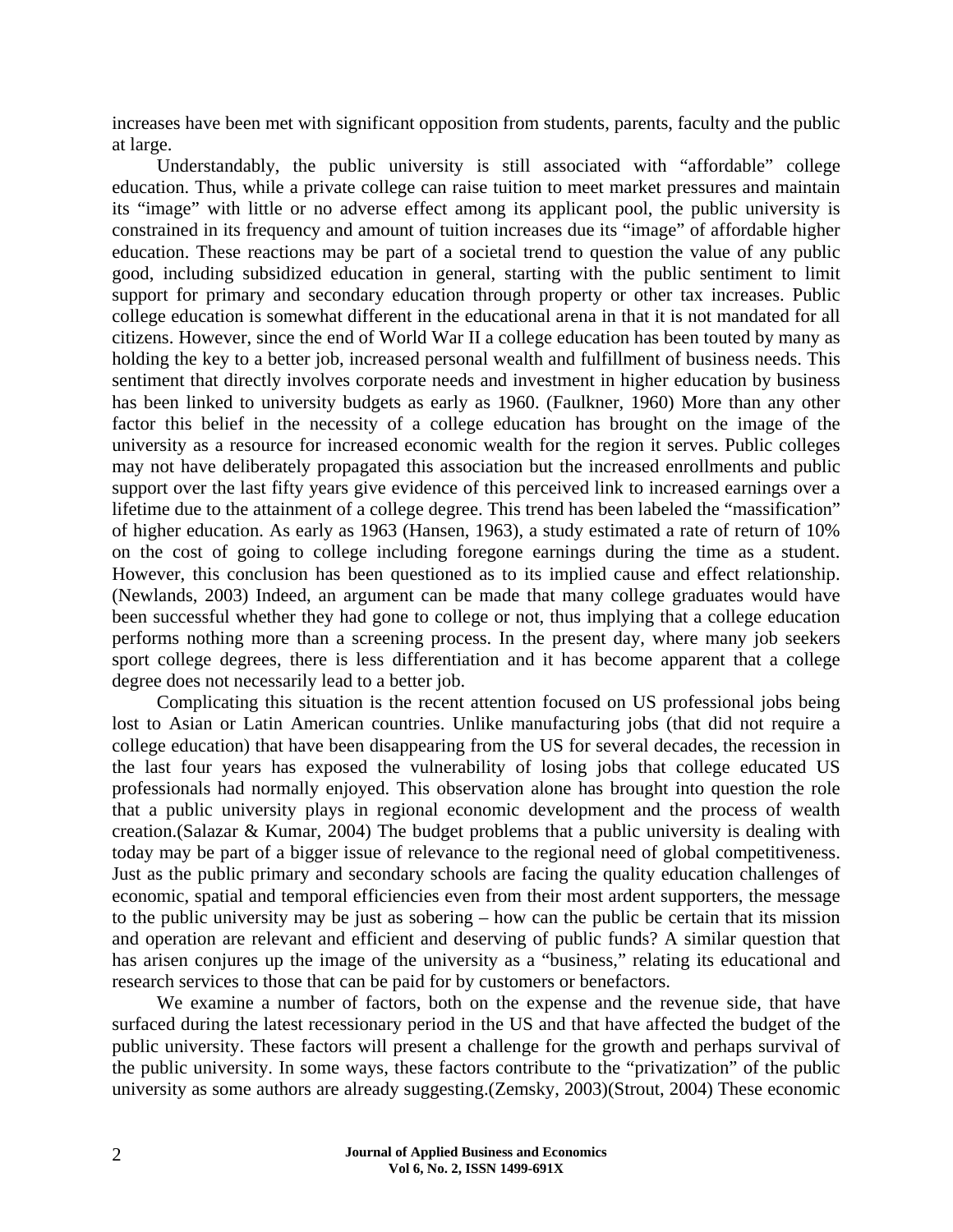increases have been met with significant opposition from students, parents, faculty and the public at large.

Understandably, the public university is still associated with "affordable" college education. Thus, while a private college can raise tuition to meet market pressures and maintain its "image" with little or no adverse effect among its applicant pool, the public university is constrained in its frequency and amount of tuition increases due its "image" of affordable higher education. These reactions may be part of a societal trend to question the value of any public good, including subsidized education in general, starting with the public sentiment to limit support for primary and secondary education through property or other tax increases. Public college education is somewhat different in the educational arena in that it is not mandated for all citizens. However, since the end of World War II a college education has been touted by many as holding the key to a better job, increased personal wealth and fulfillment of business needs. This sentiment that directly involves corporate needs and investment in higher education by business has been linked to university budgets as early as 1960. (Faulkner, 1960) More than any other factor this belief in the necessity of a college education has brought on the image of the university as a resource for increased economic wealth for the region it serves. Public colleges may not have deliberately propagated this association but the increased enrollments and public support over the last fifty years give evidence of this perceived link to increased earnings over a lifetime due to the attainment of a college degree. This trend has been labeled the "massification" of higher education. As early as 1963 (Hansen, 1963), a study estimated a rate of return of 10% on the cost of going to college including foregone earnings during the time as a student. However, this conclusion has been questioned as to its implied cause and effect relationship. (Newlands, 2003) Indeed, an argument can be made that many college graduates would have been successful whether they had gone to college or not, thus implying that a college education performs nothing more than a screening process. In the present day, where many job seekers sport college degrees, there is less differentiation and it has become apparent that a college degree does not necessarily lead to a better job.

Complicating this situation is the recent attention focused on US professional jobs being lost to Asian or Latin American countries. Unlike manufacturing jobs (that did not require a college education) that have been disappearing from the US for several decades, the recession in the last four years has exposed the vulnerability of losing jobs that college educated US professionals had normally enjoyed. This observation alone has brought into question the role that a public university plays in regional economic development and the process of wealth creation.(Salazar & Kumar, 2004) The budget problems that a public university is dealing with today may be part of a bigger issue of relevance to the regional need of global competitiveness. Just as the public primary and secondary schools are facing the quality education challenges of economic, spatial and temporal efficiencies even from their most ardent supporters, the message to the public university may be just as sobering – how can the public be certain that its mission and operation are relevant and efficient and deserving of public funds? A similar question that has arisen conjures up the image of the university as a "business," relating its educational and research services to those that can be paid for by customers or benefactors.

We examine a number of factors, both on the expense and the revenue side, that have surfaced during the latest recessionary period in the US and that have affected the budget of the public university. These factors will present a challenge for the growth and perhaps survival of the public university. In some ways, these factors contribute to the "privatization" of the public university as some authors are already suggesting.(Zemsky, 2003)(Strout, 2004) These economic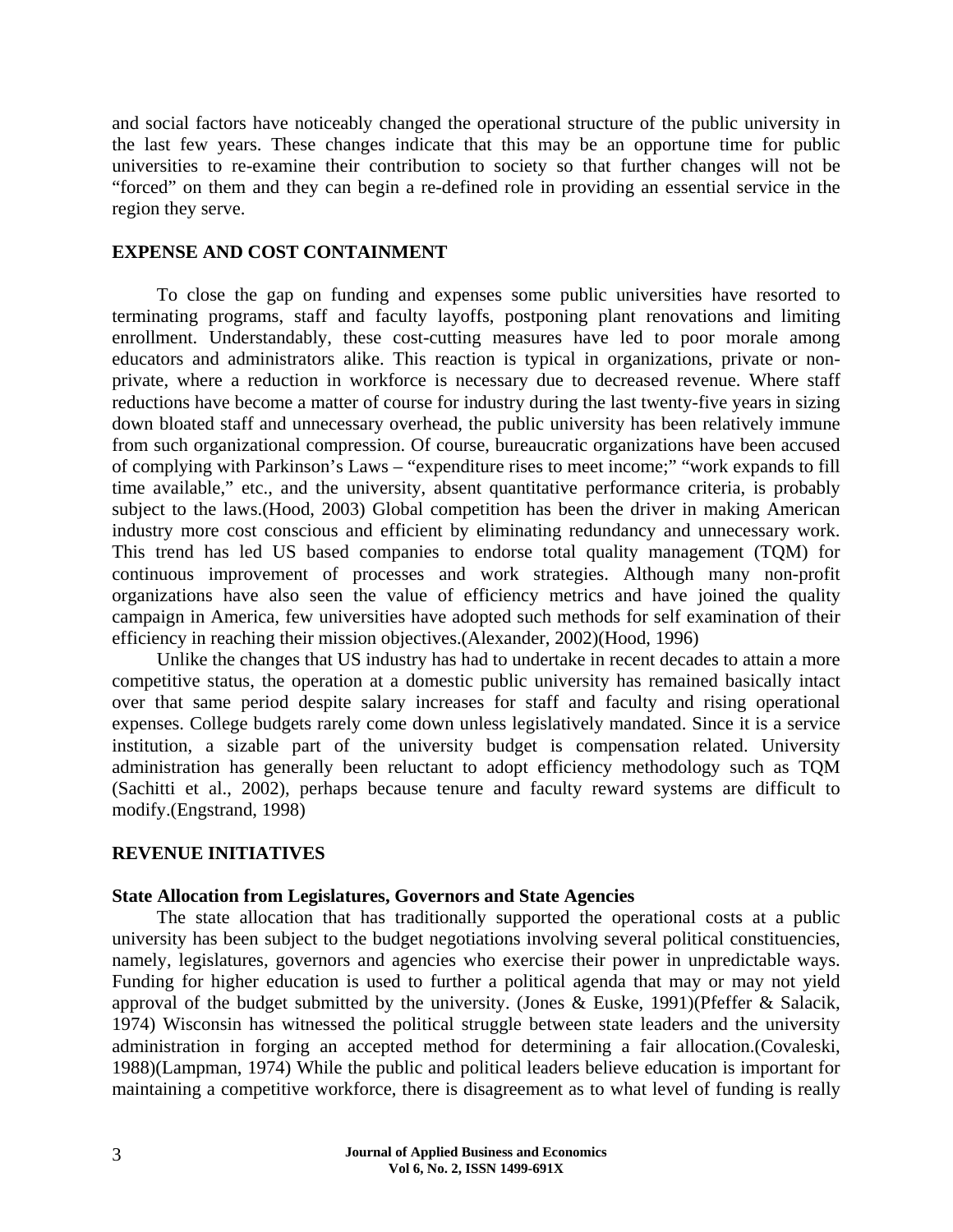and social factors have noticeably changed the operational structure of the public university in the last few years. These changes indicate that this may be an opportune time for public universities to re-examine their contribution to society so that further changes will not be "forced" on them and they can begin a re-defined role in providing an essential service in the region they serve.

## EXPENSE AND COST CONTAINMENT

To close the gap on funding and expenses some public universities have resorted to terminating programs, staff and faculty layoffs, postponing plant renovations and limiting enrollment. Understandably, these cost-cutting measures have led to poor morale among educators and administrators alike. This reaction is typical in organizations, private or non-private, where a reduction in workforce is necessary due to decreased revenue. Where staff reductions have become a matter of course for industry during the last twenty-five years in sizing down bloated staff and unnecessary overhead, the public university has been relatively immune from such organizational compression. Of course, bureaucratic organizations have been accused of complying with Parkinson's Laws – "expenditure rises to meet income;" "work expands to fill time available," etc., and the university, absent quantitative performance criteria, is probably subject to the laws.(Hood, 2003) Global competition has been the driver in making American industry more cost conscious and efficient by eliminating redundancy and unnecessary work. This trend has led US based companies to endorse total quality management (TQM) for continuous improvement of processes and work strategies. Although many non-profit organizations have also seen the value of efficiency metrics and have joined the quality campaign in America, few universities have adopted such methods for self examination of their efficiency in reaching their mission objectives.(Alexander, 2002)(Hood, 1996)

Unlike the changes that US industry has had to undertake in recent decades to attain a more competitive status, the operation at a domestic public university has remained basically intact over that same period despite salary increases for staff and faculty and rising operational expenses. College budgets rarely come down unless legislatively mandated. Since it is a service institution, a sizable part of the university budget is compensation related. University administration has generally been reluctant to adopt efficiency methodology such as TQM (Sachitti et al., 2002), perhaps because tenure and faculty reward systems are difficult to modify.(Engstrand, 1998)

## REVENUE INITIATIVES

### State Allocation from Legislatures, Governors and State Agencies

The state allocation that has traditionally supported the operational costs at a public university has been subject to the budget negotiations involving several political constituencies, namely, legislatures, governors and agencies who exercise their power in unpredictable ways. Funding for higher education is used to further a political agenda that may or may not yield approval of the budget submitted by the university. (Jones & Euske, 1991)(Pfeffer & Salacik, 1974) Wisconsin has witnessed the political struggle between state leaders and the university administration in forging an accepted method for determining a fair allocation.(Covaleski, 1988)(Lampman, 1974) While the public and political leaders believe education is important for maintaining a competitive workforce, there is disagreement as to what level of funding is really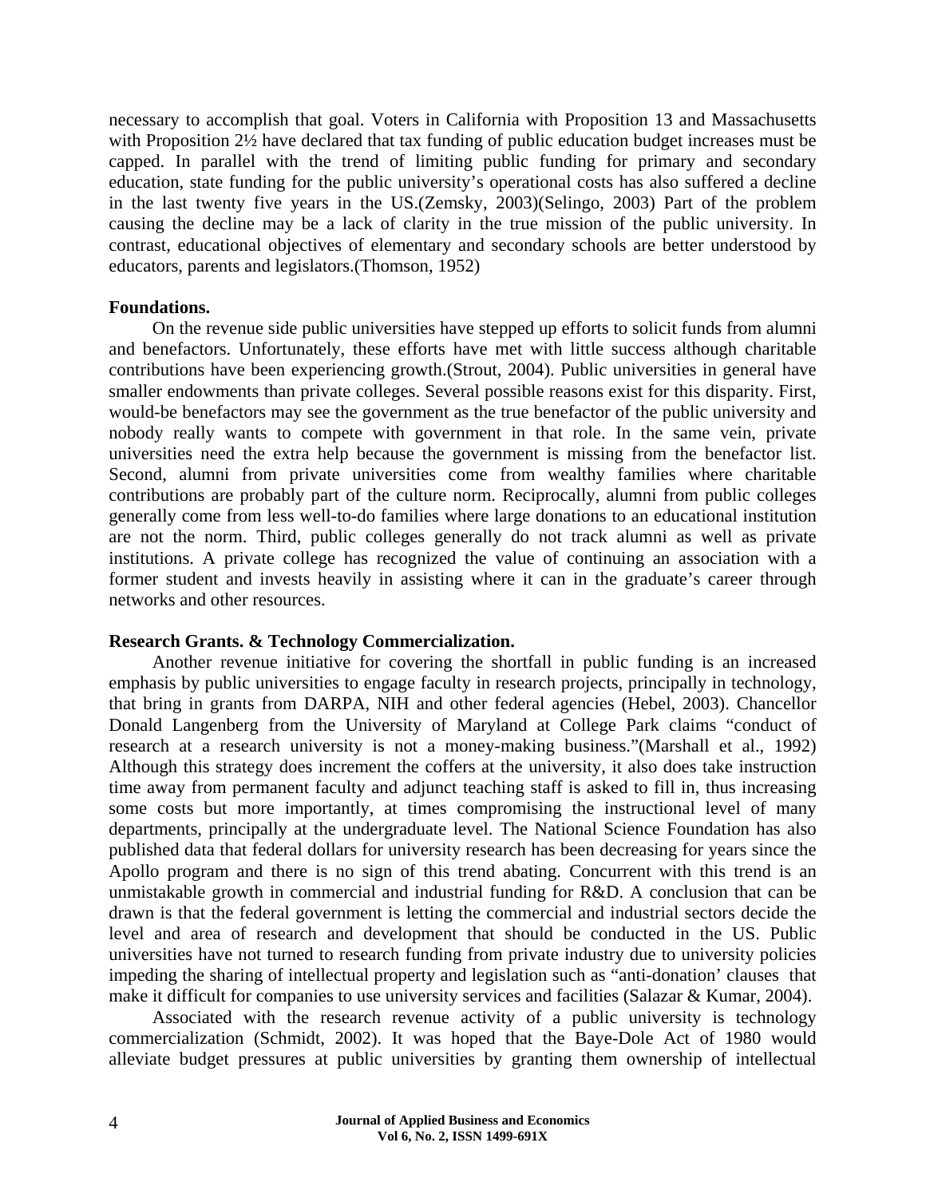necessary to accomplish that goal. Voters in California with Proposition 13 and Massachusetts with Proposition 2½ have declared that tax funding of public education budget increases must be capped. In parallel with the trend of limiting public funding for primary and secondary education, state funding for the public university's operational costs has also suffered a decline in the last twenty five years in the US.(Zemsky, 2003)(Selingo, 2003) Part of the problem causing the decline may be a lack of clarity in the true mission of the public university. In contrast, educational objectives of elementary and secondary schools are better understood by educators, parents and legislators.(Thomson, 1952)

**Foundations.**

On the revenue side public universities have stepped up efforts to solicit funds from alumni and benefactors. Unfortunately, these efforts have met with little success although charitable contributions have been experiencing growth.(Strout, 2004). Public universities in general have smaller endowments than private colleges. Several possible reasons exist for this disparity. First, would-be benefactors may see the government as the true benefactor of the public university and nobody really wants to compete with government in that role. In the same vein, private universities need the extra help because the government is missing from the benefactor list. Second, alumni from private universities come from wealthy families where charitable contributions are probably part of the culture norm. Reciprocally, alumni from public colleges generally come from less well-to-do families where large donations to an educational institution are not the norm. Third, public colleges generally do not track alumni as well as private institutions. A private college has recognized the value of continuing an association with a former student and invests heavily in assisting where it can in the graduate's career through networks and other resources.

**Research Grants. & Technology Commercialization.**

Another revenue initiative for covering the shortfall in public funding is an increased emphasis by public universities to engage faculty in research projects, principally in technology, that bring in grants from DARPA, NIH and other federal agencies (Hebel, 2003). Chancellor Donald Langenberg from the University of Maryland at College Park claims "conduct of research at a research university is not a money-making business."(Marshall et al., 1992) Although this strategy does increment the coffers at the university, it also does take instruction time away from permanent faculty and adjunct teaching staff is asked to fill in, thus increasing some costs but more importantly, at times compromising the instructional level of many departments, principally at the undergraduate level. The National Science Foundation has also published data that federal dollars for university research has been decreasing for years since the Apollo program and there is no sign of this trend abating. Concurrent with this trend is an unmistakable growth in commercial and industrial funding for R&D. A conclusion that can be drawn is that the federal government is letting the commercial and industrial sectors decide the level and area of research and development that should be conducted in the US. Public universities have not turned to research funding from private industry due to university policies impeding the sharing of intellectual property and legislation such as "anti-donation' clauses that make it difficult for companies to use university services and facilities (Salazar & Kumar, 2004).

Associated with the research revenue activity of a public university is technology commercialization (Schmidt, 2002). It was hoped that the Baye-Dole Act of 1980 would alleviate budget pressures at public universities by granting them ownership of intellectual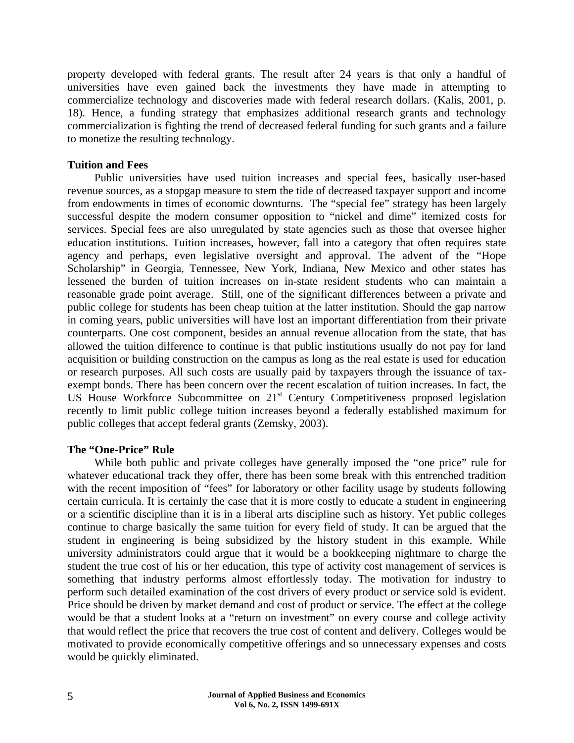property developed with federal grants. The result after 24 years is that only a handful of universities have even gained back the investments they have made in attempting to commercialize technology and discoveries made with federal research dollars. (Kalis, 2001, p. 18). Hence, a funding strategy that emphasizes additional research grants and technology commercialization is fighting the trend of decreased federal funding for such grants and a failure to monetize the resulting technology.

**Tuition and Fees**

Public universities have used tuition increases and special fees, basically user-based revenue sources, as a stopgap measure to stem the tide of decreased taxpayer support and income from endowments in times of economic downturns. The "special fee" strategy has been largely successful despite the modern consumer opposition to "nickel and dime" itemized costs for services. Special fees are also unregulated by state agencies such as those that oversee higher education institutions. Tuition increases, however, fall into a category that often requires state agency and perhaps, even legislative oversight and approval. The advent of the "Hope Scholarship" in Georgia, Tennessee, New York, Indiana, New Mexico and other states has lessened the burden of tuition increases on in-state resident students who can maintain a reasonable grade point average. Still, one of the significant differences between a private and public college for students has been cheap tuition at the latter institution. Should the gap narrow in coming years, public universities will have lost an important differentiation from their private counterparts. One cost component, besides an annual revenue allocation from the state, that has allowed the tuition difference to continue is that public institutions usually do not pay for land acquisition or building construction on the campus as long as the real estate is used for education or research purposes. All such costs are usually paid by taxpayers through the issuance of tax-exempt bonds. There has been concern over the recent escalation of tuition increases. In fact, the US House Workforce Subcommittee on 21st Century Competitiveness proposed legislation recently to limit public college tuition increases beyond a federally established maximum for public colleges that accept federal grants (Zemsky, 2003).

**The "One-Price" Rule**

While both public and private colleges have generally imposed the "one price" rule for whatever educational track they offer, there has been some break with this entrenched tradition with the recent imposition of "fees" for laboratory or other facility usage by students following certain curricula. It is certainly the case that it is more costly to educate a student in engineering or a scientific discipline than it is in a liberal arts discipline such as history. Yet public colleges continue to charge basically the same tuition for every field of study. It can be argued that the student in engineering is being subsidized by the history student in this example. While university administrators could argue that it would be a bookkeeping nightmare to charge the student the true cost of his or her education, this type of activity cost management of services is something that industry performs almost effortlessly today. The motivation for industry to perform such detailed examination of the cost drivers of every product or service sold is evident. Price should be driven by market demand and cost of product or service. The effect at the college would be that a student looks at a "return on investment" on every course and college activity that would reflect the price that recovers the true cost of content and delivery. Colleges would be motivated to provide economically competitive offerings and so unnecessary expenses and costs would be quickly eliminated.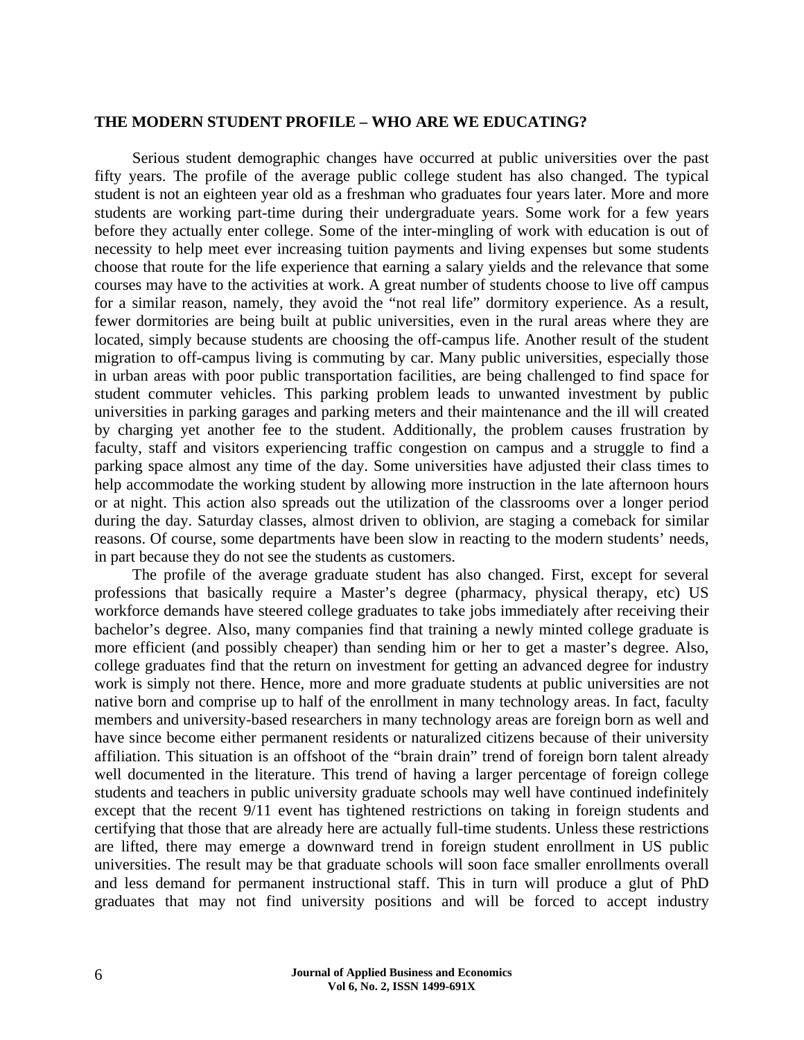## THE MODERN STUDENT PROFILE – WHO ARE WE EDUCATING?

Serious student demographic changes have occurred at public universities over the past fifty years. The profile of the average public college student has also changed. The typical student is not an eighteen year old as a freshman who graduates four years later. More and more students are working part-time during their undergraduate years. Some work for a few years before they actually enter college. Some of the inter-mingling of work with education is out of necessity to help meet ever increasing tuition payments and living expenses but some students choose that route for the life experience that earning a salary yields and the relevance that some courses may have to the activities at work. A great number of students choose to live off campus for a similar reason, namely, they avoid the "not real life" dormitory experience. As a result, fewer dormitories are being built at public universities, even in the rural areas where they are located, simply because students are choosing the off-campus life. Another result of the student migration to off-campus living is commuting by car. Many public universities, especially those in urban areas with poor public transportation facilities, are being challenged to find space for student commuter vehicles. This parking problem leads to unwanted investment by public universities in parking garages and parking meters and their maintenance and the ill will created by charging yet another fee to the student. Additionally, the problem causes frustration by faculty, staff and visitors experiencing traffic congestion on campus and a struggle to find a parking space almost any time of the day. Some universities have adjusted their class times to help accommodate the working student by allowing more instruction in the late afternoon hours or at night. This action also spreads out the utilization of the classrooms over a longer period during the day. Saturday classes, almost driven to oblivion, are staging a comeback for similar reasons. Of course, some departments have been slow in reacting to the modern students' needs, in part because they do not see the students as customers.

The profile of the average graduate student has also changed. First, except for several professions that basically require a Master's degree (pharmacy, physical therapy, etc) US workforce demands have steered college graduates to take jobs immediately after receiving their bachelor's degree. Also, many companies find that training a newly minted college graduate is more efficient (and possibly cheaper) than sending him or her to get a master's degree. Also, college graduates find that the return on investment for getting an advanced degree for industry work is simply not there. Hence, more and more graduate students at public universities are not native born and comprise up to half of the enrollment in many technology areas. In fact, faculty members and university-based researchers in many technology areas are foreign born as well and have since become either permanent residents or naturalized citizens because of their university affiliation. This situation is an offshoot of the "brain drain" trend of foreign born talent already well documented in the literature. This trend of having a larger percentage of foreign college students and teachers in public university graduate schools may well have continued indefinitely except that the recent 9/11 event has tightened restrictions on taking in foreign students and certifying that those that are already here are actually full-time students. Unless these restrictions are lifted, there may emerge a downward trend in foreign student enrollment in US public universities. The result may be that graduate schools will soon face smaller enrollments overall and less demand for permanent instructional staff. This in turn will produce a glut of PhD graduates that may not find university positions and will be forced to accept industry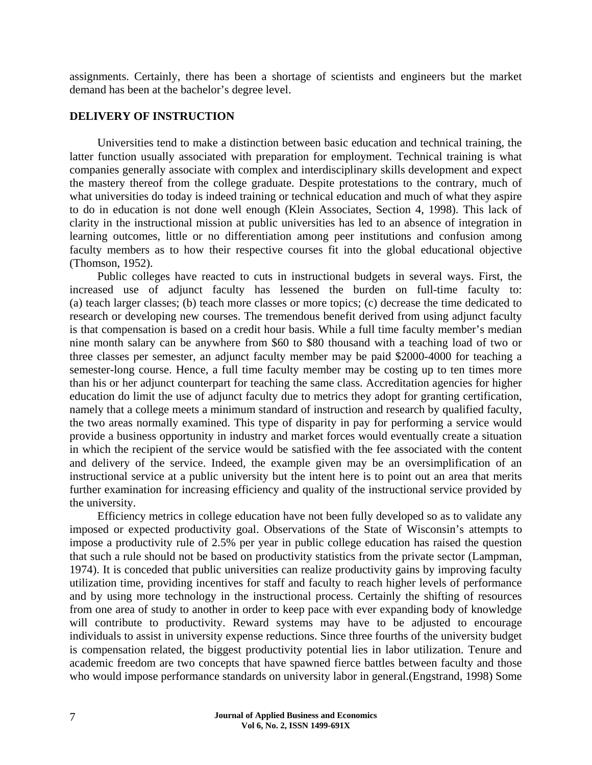assignments. Certainly, there has been a shortage of scientists and engineers but the market demand has been at the bachelor's degree level.

## DELIVERY OF INSTRUCTION

Universities tend to make a distinction between basic education and technical training, the latter function usually associated with preparation for employment. Technical training is what companies generally associate with complex and interdisciplinary skills development and expect the mastery thereof from the college graduate. Despite protestations to the contrary, much of what universities do today is indeed training or technical education and much of what they aspire to do in education is not done well enough (Klein Associates, Section 4, 1998). This lack of clarity in the instructional mission at public universities has led to an absence of integration in learning outcomes, little or no differentiation among peer institutions and confusion among faculty members as to how their respective courses fit into the global educational objective (Thomson, 1952).

Public colleges have reacted to cuts in instructional budgets in several ways. First, the increased use of adjunct faculty has lessened the burden on full-time faculty to: (a) teach larger classes; (b) teach more classes or more topics; (c) decrease the time dedicated to research or developing new courses. The tremendous benefit derived from using adjunct faculty is that compensation is based on a credit hour basis. While a full time faculty member's median nine month salary can be anywhere from $60 to $80 thousand with a teaching load of two or three classes per semester, an adjunct faculty member may be paid $2000-4000 for teaching a semester-long course. Hence, a full time faculty member may be costing up to ten times more than his or her adjunct counterpart for teaching the same class. Accreditation agencies for higher education do limit the use of adjunct faculty due to metrics they adopt for granting certification, namely that a college meets a minimum standard of instruction and research by qualified faculty, the two areas normally examined. This type of disparity in pay for performing a service would provide a business opportunity in industry and market forces would eventually create a situation in which the recipient of the service would be satisfied with the fee associated with the content and delivery of the service. Indeed, the example given may be an oversimplification of an instructional service at a public university but the intent here is to point out an area that merits further examination for increasing efficiency and quality of the instructional service provided by the university.

Efficiency metrics in college education have not been fully developed so as to validate any imposed or expected productivity goal. Observations of the State of Wisconsin's attempts to impose a productivity rule of 2.5% per year in public college education has raised the question that such a rule should not be based on productivity statistics from the private sector (Lampman, 1974). It is conceded that public universities can realize productivity gains by improving faculty utilization time, providing incentives for staff and faculty to reach higher levels of performance and by using more technology in the instructional process. Certainly the shifting of resources from one area of study to another in order to keep pace with ever expanding body of knowledge will contribute to productivity. Reward systems may have to be adjusted to encourage individuals to assist in university expense reductions. Since three fourths of the university budget is compensation related, the biggest productivity potential lies in labor utilization. Tenure and academic freedom are two concepts that have spawned fierce battles between faculty and those who would impose performance standards on university labor in general.(Engstrand, 1998) Some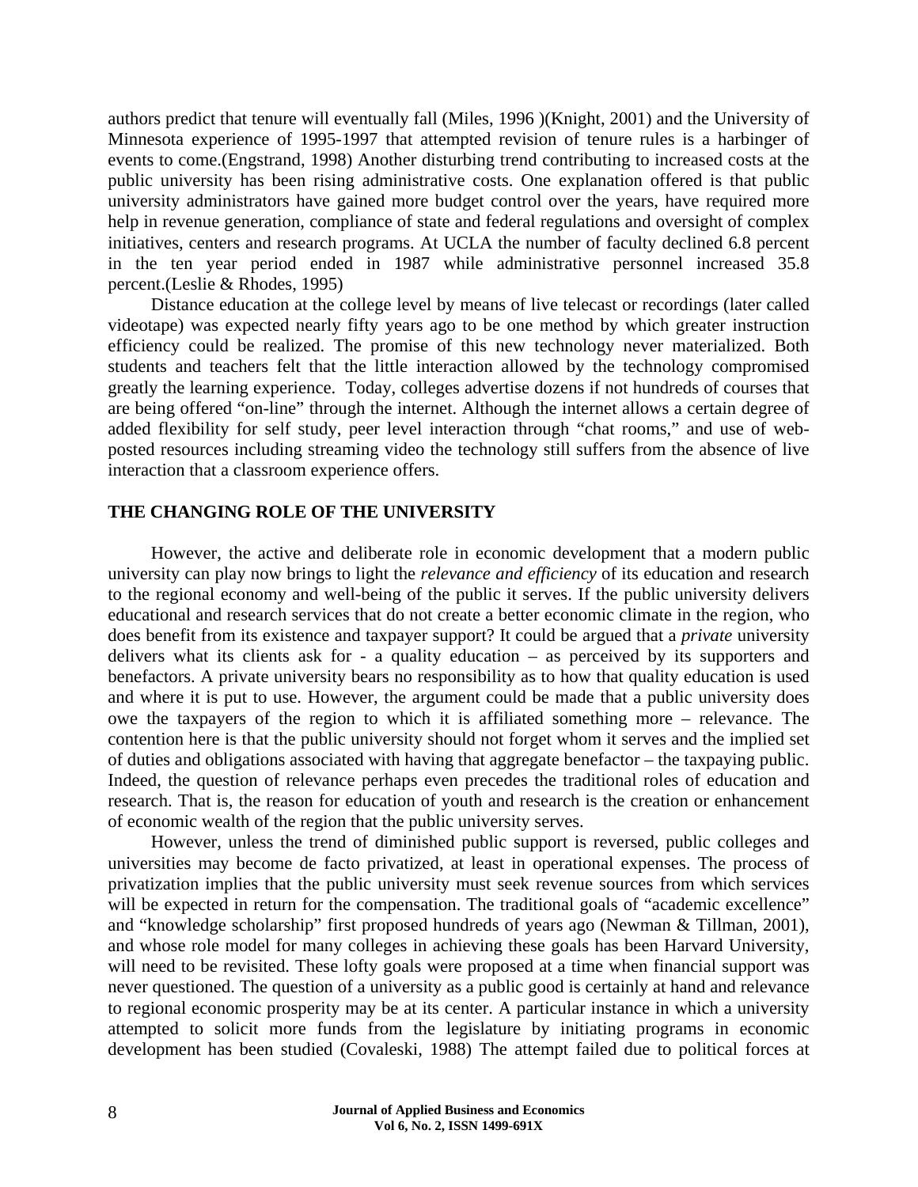authors predict that tenure will eventually fall (Miles, 1996 )(Knight, 2001) and the University of Minnesota experience of 1995-1997 that attempted revision of tenure rules is a harbinger of events to come.(Engstrand, 1998) Another disturbing trend contributing to increased costs at the public university has been rising administrative costs. One explanation offered is that public university administrators have gained more budget control over the years, have required more help in revenue generation, compliance of state and federal regulations and oversight of complex initiatives, centers and research programs. At UCLA the number of faculty declined 6.8 percent in the ten year period ended in 1987 while administrative personnel increased 35.8 percent.(Leslie & Rhodes, 1995)

Distance education at the college level by means of live telecast or recordings (later called videotape) was expected nearly fifty years ago to be one method by which greater instruction efficiency could be realized. The promise of this new technology never materialized. Both students and teachers felt that the little interaction allowed by the technology compromised greatly the learning experience. Today, colleges advertise dozens if not hundreds of courses that are being offered "on-line" through the internet. Although the internet allows a certain degree of added flexibility for self study, peer level interaction through "chat rooms," and use of web-posted resources including streaming video the technology still suffers from the absence of live interaction that a classroom experience offers.

## THE CHANGING ROLE OF THE UNIVERSITY

However, the active and deliberate role in economic development that a modern public university can play now brings to light the *relevance and efficiency* of its education and research to the regional economy and well-being of the public it serves. If the public university delivers educational and research services that do not create a better economic climate in the region, who does benefit from its existence and taxpayer support? It could be argued that a *private* university delivers what its clients ask for - a quality education – as perceived by its supporters and benefactors. A private university bears no responsibility as to how that quality education is used and where it is put to use. However, the argument could be made that a public university does owe the taxpayers of the region to which it is affiliated something more – relevance. The contention here is that the public university should not forget whom it serves and the implied set of duties and obligations associated with having that aggregate benefactor – the taxpaying public. Indeed, the question of relevance perhaps even precedes the traditional roles of education and research. That is, the reason for education of youth and research is the creation or enhancement of economic wealth of the region that the public university serves.

However, unless the trend of diminished public support is reversed, public colleges and universities may become de facto privatized, at least in operational expenses. The process of privatization implies that the public university must seek revenue sources from which services will be expected in return for the compensation. The traditional goals of "academic excellence" and "knowledge scholarship" first proposed hundreds of years ago (Newman & Tillman, 2001), and whose role model for many colleges in achieving these goals has been Harvard University, will need to be revisited. These lofty goals were proposed at a time when financial support was never questioned. The question of a university as a public good is certainly at hand and relevance to regional economic prosperity may be at its center. A particular instance in which a university attempted to solicit more funds from the legislature by initiating programs in economic development has been studied (Covaleski, 1988) The attempt failed due to political forces at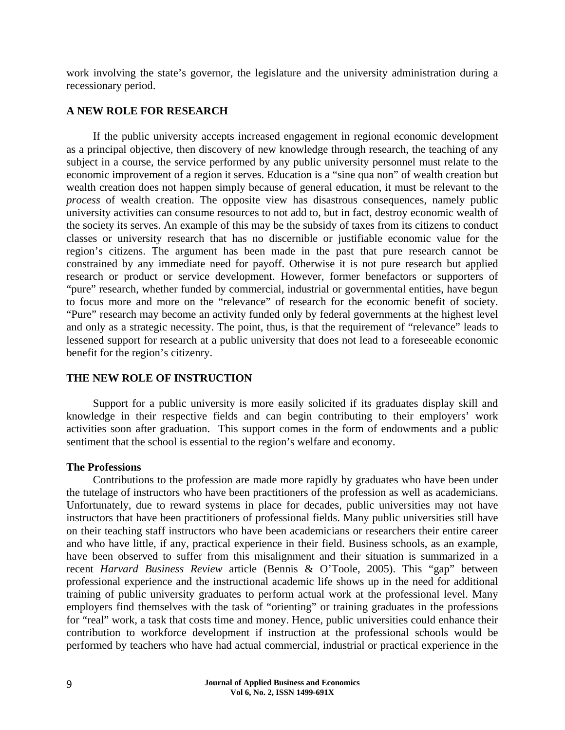work involving the state's governor, the legislature and the university administration during a recessionary period.

## A NEW ROLE FOR RESEARCH

If the public university accepts increased engagement in regional economic development as a principal objective, then discovery of new knowledge through research, the teaching of any subject in a course, the service performed by any public university personnel must relate to the economic improvement of a region it serves. Education is a "sine qua non" of wealth creation but wealth creation does not happen simply because of general education, it must be relevant to the *process* of wealth creation. The opposite view has disastrous consequences, namely public university activities can consume resources to not add to, but in fact, destroy economic wealth of the society its serves. An example of this may be the subsidy of taxes from its citizens to conduct classes or university research that has no discernible or justifiable economic value for the region's citizens. The argument has been made in the past that pure research cannot be constrained by any immediate need for payoff. Otherwise it is not pure research but applied research or product or service development. However, former benefactors or supporters of "pure" research, whether funded by commercial, industrial or governmental entities, have begun to focus more and more on the "relevance" of research for the economic benefit of society. "Pure" research may become an activity funded only by federal governments at the highest level and only as a strategic necessity. The point, thus, is that the requirement of "relevance" leads to lessened support for research at a public university that does not lead to a foreseeable economic benefit for the region's citizenry.

## THE NEW ROLE OF INSTRUCTION

Support for a public university is more easily solicited if its graduates display skill and knowledge in their respective fields and can begin contributing to their employers' work activities soon after graduation. This support comes in the form of endowments and a public sentiment that the school is essential to the region's welfare and economy.

### The Professions

Contributions to the profession are made more rapidly by graduates who have been under the tutelage of instructors who have been practitioners of the profession as well as academicians. Unfortunately, due to reward systems in place for decades, public universities may not have instructors that have been practitioners of professional fields. Many public universities still have on their teaching staff instructors who have been academicians or researchers their entire career and who have little, if any, practical experience in their field. Business schools, as an example, have been observed to suffer from this misalignment and their situation is summarized in a recent *Harvard Business Review* article (Bennis & O'Toole, 2005). This "gap" between professional experience and the instructional academic life shows up in the need for additional training of public university graduates to perform actual work at the professional level. Many employers find themselves with the task of "orienting" or training graduates in the professions for "real" work, a task that costs time and money. Hence, public universities could enhance their contribution to workforce development if instruction at the professional schools would be performed by teachers who have had actual commercial, industrial or practical experience in the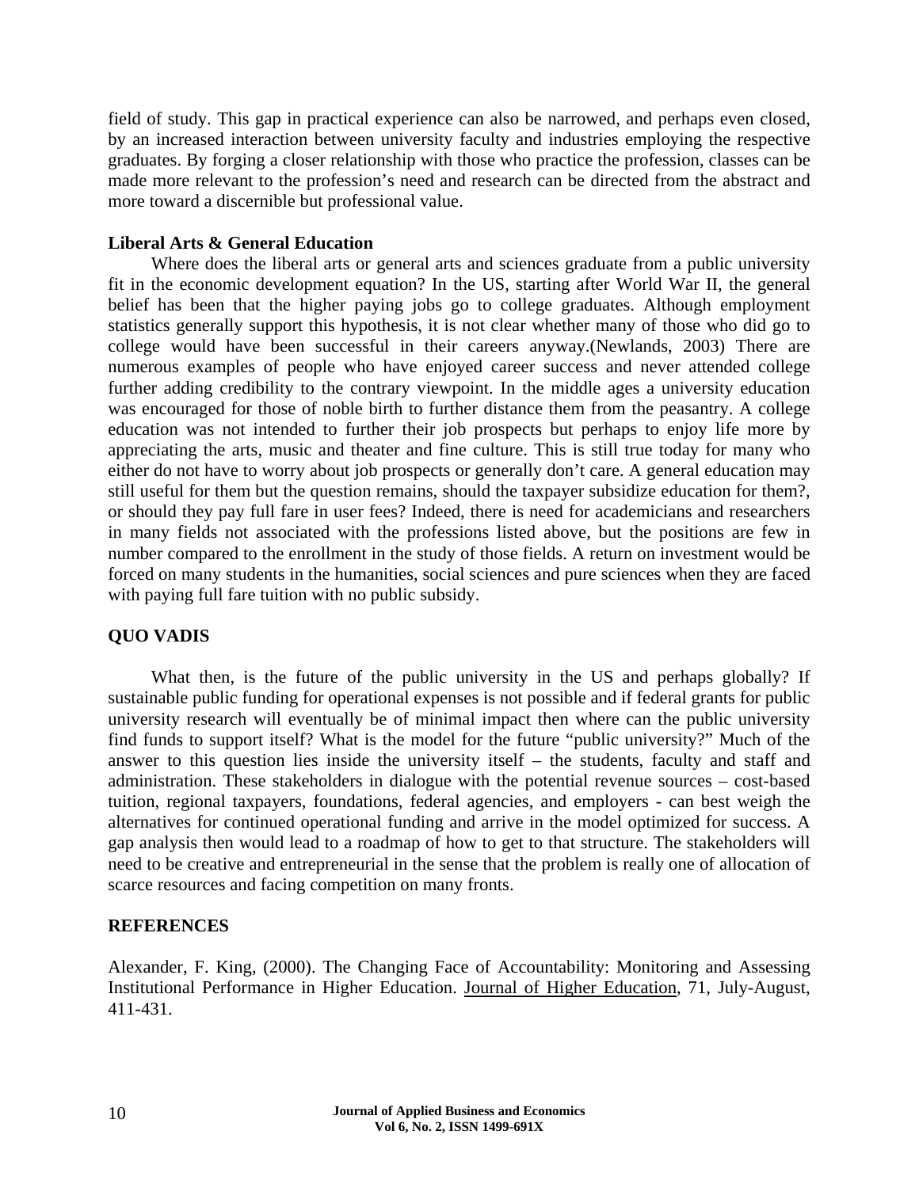field of study. This gap in practical experience can also be narrowed, and perhaps even closed, by an increased interaction between university faculty and industries employing the respective graduates. By forging a closer relationship with those who practice the profession, classes can be made more relevant to the profession's need and research can be directed from the abstract and more toward a discernible but professional value.

**Liberal Arts & General Education**

Where does the liberal arts or general arts and sciences graduate from a public university fit in the economic development equation? In the US, starting after World War II, the general belief has been that the higher paying jobs go to college graduates. Although employment statistics generally support this hypothesis, it is not clear whether many of those who did go to college would have been successful in their careers anyway.(Newlands, 2003) There are numerous examples of people who have enjoyed career success and never attended college further adding credibility to the contrary viewpoint. In the middle ages a university education was encouraged for those of noble birth to further distance them from the peasantry. A college education was not intended to further their job prospects but perhaps to enjoy life more by appreciating the arts, music and theater and fine culture. This is still true today for many who either do not have to worry about job prospects or generally don't care. A general education may still useful for them but the question remains, should the taxpayer subsidize education for them?, or should they pay full fare in user fees? Indeed, there is need for academicians and researchers in many fields not associated with the professions listed above, but the positions are few in number compared to the enrollment in the study of those fields. A return on investment would be forced on many students in the humanities, social sciences and pure sciences when they are faced with paying full fare tuition with no public subsidy.

## QUO VADIS

What then, is the future of the public university in the US and perhaps globally? If sustainable public funding for operational expenses is not possible and if federal grants for public university research will eventually be of minimal impact then where can the public university find funds to support itself? What is the model for the future "public university?" Much of the answer to this question lies inside the university itself – the students, faculty and staff and administration. These stakeholders in dialogue with the potential revenue sources – cost-based tuition, regional taxpayers, foundations, federal agencies, and employers - can best weigh the alternatives for continued operational funding and arrive in the model optimized for success. A gap analysis then would lead to a roadmap of how to get to that structure. The stakeholders will need to be creative and entrepreneurial in the sense that the problem is really one of allocation of scarce resources and facing competition on many fronts.

## REFERENCES

Alexander, F. King, (2000). The Changing Face of Accountability: Monitoring and Assessing Institutional Performance in Higher Education. Journal of Higher Education, 71, July-August, 411-431.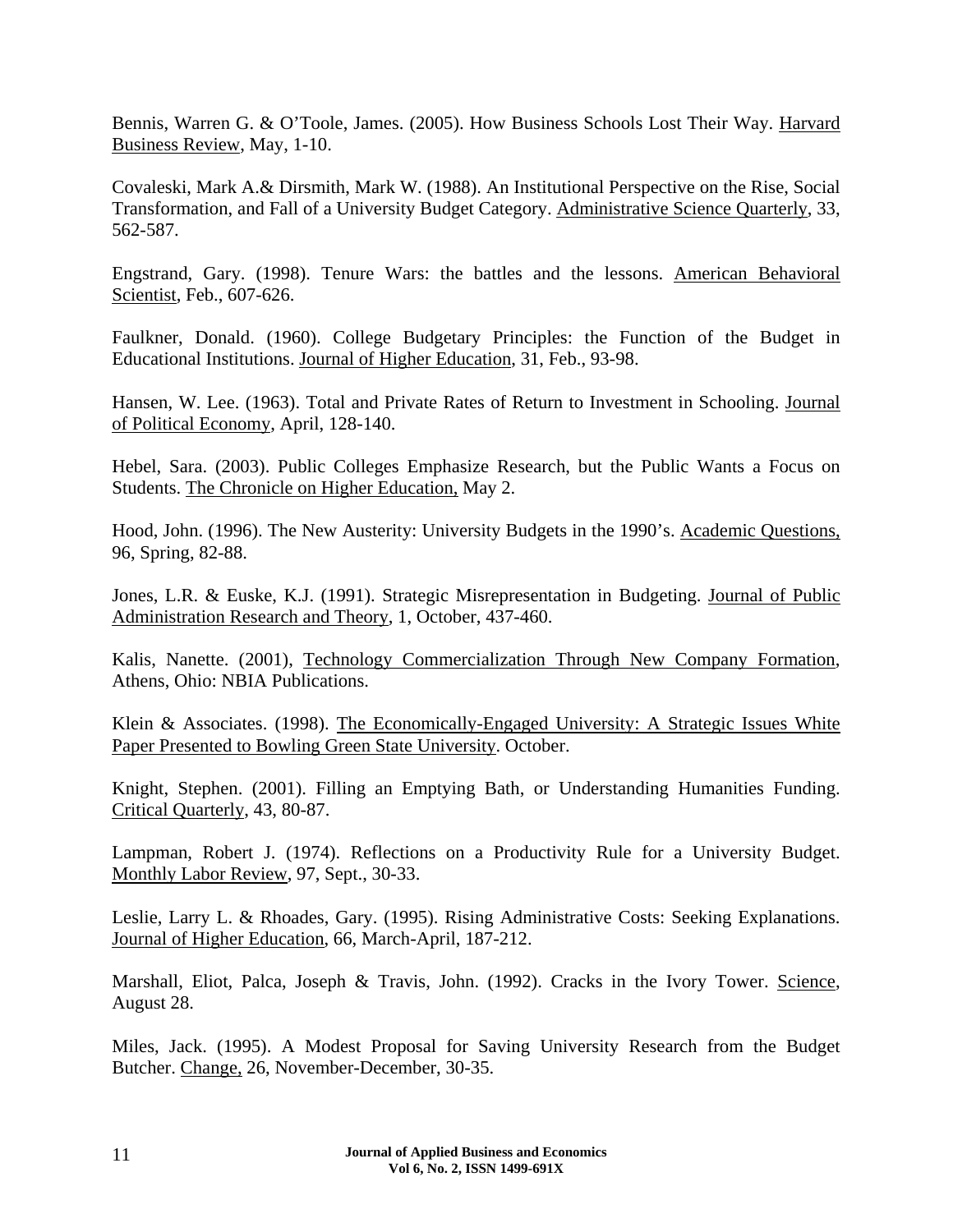Bennis, Warren G. & O'Toole, James. (2005). How Business Schools Lost Their Way. Harvard Business Review, May, 1-10.

Covaleski, Mark A.& Dirsmith, Mark W. (1988). An Institutional Perspective on the Rise, Social Transformation, and Fall of a University Budget Category. Administrative Science Quarterly, 33, 562-587.

Engstrand, Gary. (1998). Tenure Wars: the battles and the lessons. American Behavioral Scientist, Feb., 607-626.

Faulkner, Donald. (1960). College Budgetary Principles: the Function of the Budget in Educational Institutions. Journal of Higher Education, 31, Feb., 93-98.

Hansen, W. Lee. (1963). Total and Private Rates of Return to Investment in Schooling. Journal of Political Economy, April, 128-140.

Hebel, Sara. (2003). Public Colleges Emphasize Research, but the Public Wants a Focus on Students. The Chronicle on Higher Education, May 2.

Hood, John. (1996). The New Austerity: University Budgets in the 1990's. Academic Questions, 96, Spring, 82-88.

Jones, L.R. & Euske, K.J. (1991). Strategic Misrepresentation in Budgeting. Journal of Public Administration Research and Theory, 1, October, 437-460.

Kalis, Nanette. (2001), Technology Commercialization Through New Company Formation, Athens, Ohio: NBIA Publications.

Klein & Associates. (1998). The Economically-Engaged University: A Strategic Issues White Paper Presented to Bowling Green State University. October.

Knight, Stephen. (2001). Filling an Emptying Bath, or Understanding Humanities Funding. Critical Quarterly, 43, 80-87.

Lampman, Robert J. (1974). Reflections on a Productivity Rule for a University Budget. Monthly Labor Review, 97, Sept., 30-33.

Leslie, Larry L. & Rhoades, Gary. (1995). Rising Administrative Costs: Seeking Explanations. Journal of Higher Education, 66, March-April, 187-212.

Marshall, Eliot, Palca, Joseph & Travis, John. (1992). Cracks in the Ivory Tower. Science, August 28.

Miles, Jack. (1995). A Modest Proposal for Saving University Research from the Budget Butcher. Change, 26, November-December, 30-35.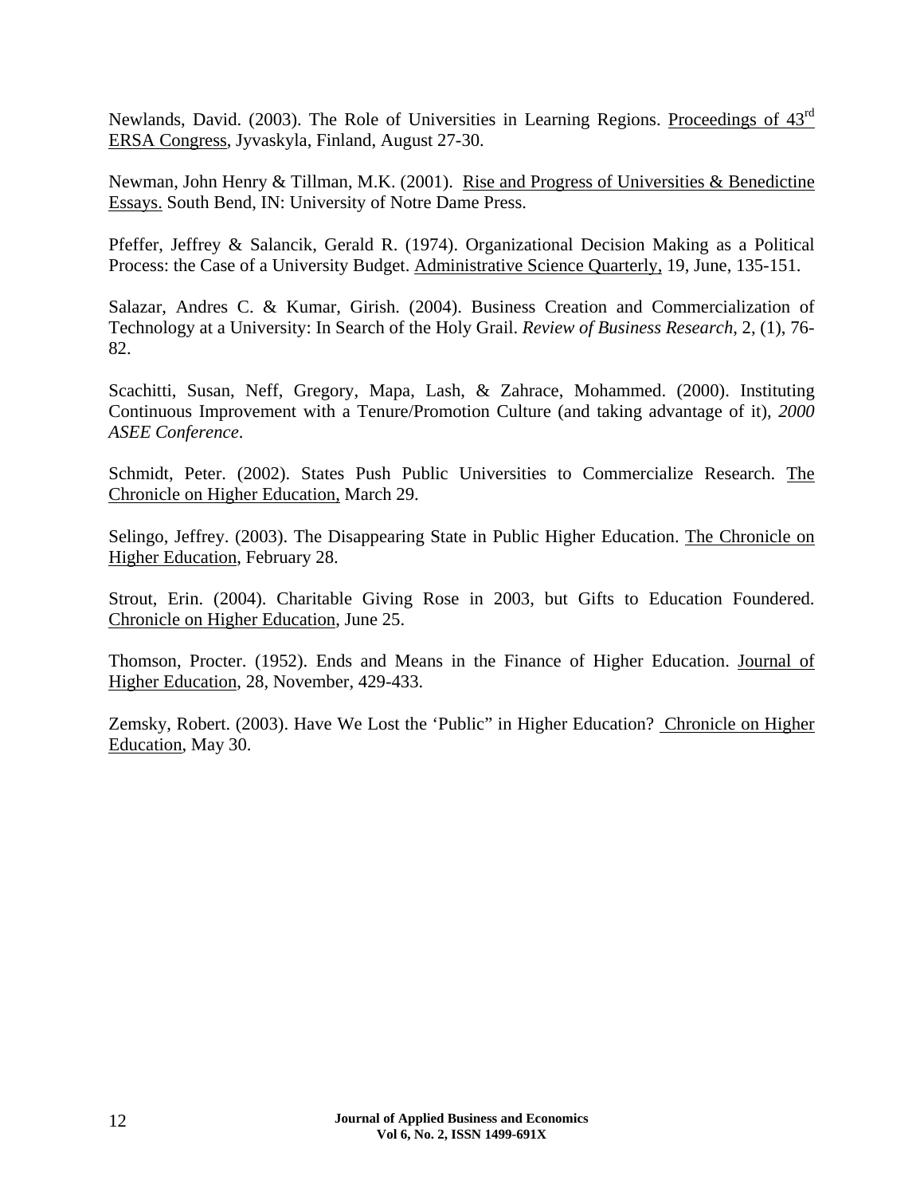Newlands, David. (2003). The Role of Universities in Learning Regions. Proceedings of 43rd ERSA Congress, Jyvaskyla, Finland, August 27-30.

Newman, John Henry & Tillman, M.K. (2001). Rise and Progress of Universities & Benedictine Essays. South Bend, IN: University of Notre Dame Press.

Pfeffer, Jeffrey & Salancik, Gerald R. (1974). Organizational Decision Making as a Political Process: the Case of a University Budget. Administrative Science Quarterly, 19, June, 135-151.

Salazar, Andres C. & Kumar, Girish. (2004). Business Creation and Commercialization of Technology at a University: In Search of the Holy Grail. *Review of Business Research*, 2, (1), 76-82.

Scachitti, Susan, Neff, Gregory, Mapa, Lash, & Zahrace, Mohammed. (2000). Instituting Continuous Improvement with a Tenure/Promotion Culture (and taking advantage of it), *2000 ASEE Conference*.

Schmidt, Peter. (2002). States Push Public Universities to Commercialize Research. The Chronicle on Higher Education, March 29.

Selingo, Jeffrey. (2003). The Disappearing State in Public Higher Education. The Chronicle on Higher Education, February 28.

Strout, Erin. (2004). Charitable Giving Rose in 2003, but Gifts to Education Foundered. Chronicle on Higher Education, June 25.

Thomson, Procter. (1952). Ends and Means in the Finance of Higher Education. Journal of Higher Education, 28, November, 429-433.

Zemsky, Robert. (2003). Have We Lost the 'Public" in Higher Education? Chronicle on Higher Education, May 30.